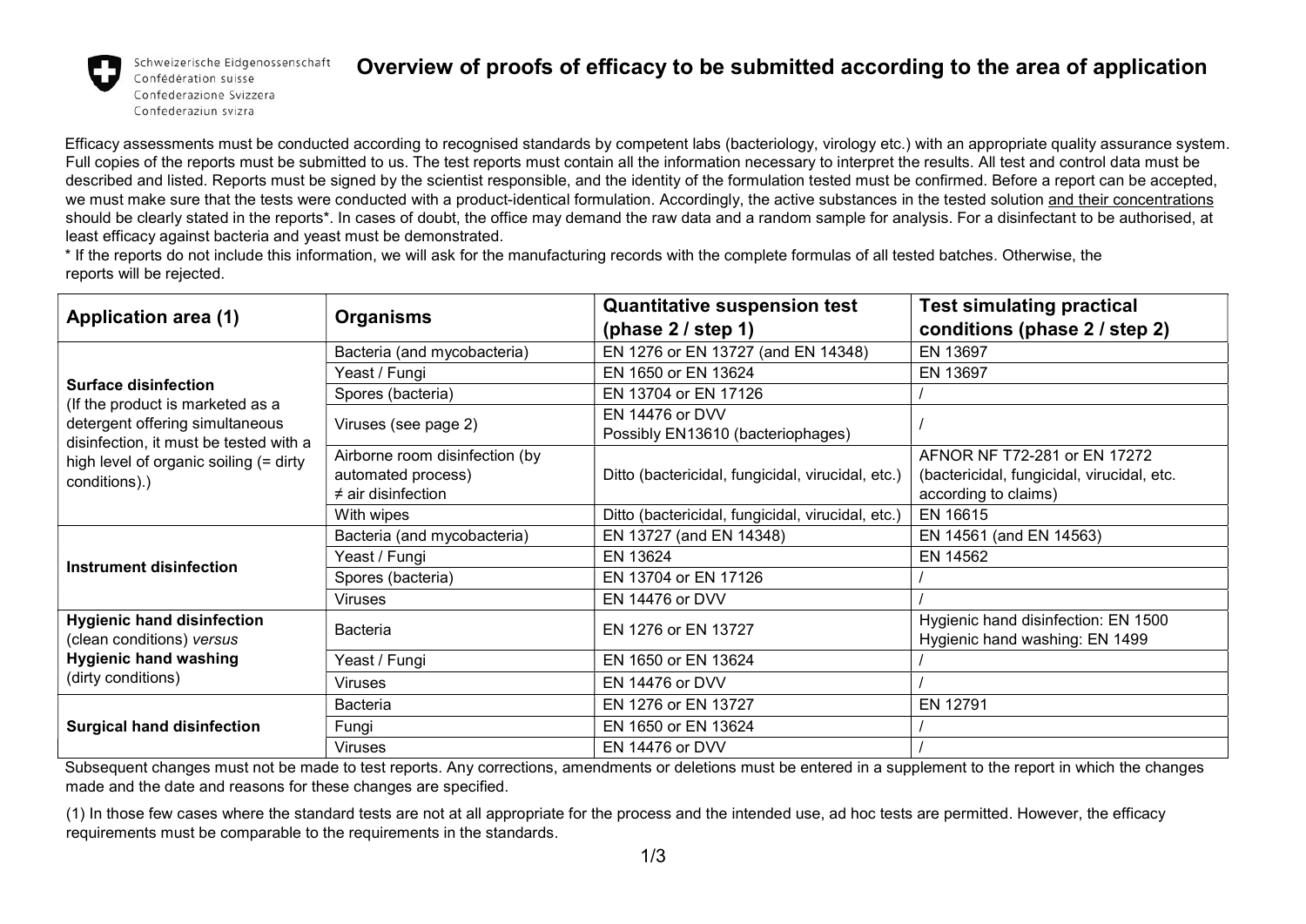Schweizerische Eidgenossenschaft
Confédération suisse
Confederazione Svizzera
Confederaziun svizra

# Overview of proofs of efficacy to be submitted according to the area of application

Efficacy assessments must be conducted according to recognised standards by competent labs (bacteriology, virology etc.) with an appropriate quality assurance system. Full copies of the reports must be submitted to us. The test reports must contain all the information necessary to interpret the results. All test and control data must be described and listed. Reports must be signed by the scientist responsible, and the identity of the formulation tested must be confirmed. Before a report can be accepted, we must make sure that the tests were conducted with a product-identical formulation. Accordingly, the active substances in the tested solution and their concentrations should be clearly stated in the reports*. In cases of doubt, the office may demand the raw data and a random sample for analysis. For a disinfectant to be authorised, at least efficacy against bacteria and yeast must be demonstrated.

* If the reports do not include this information, we will ask for the manufacturing records with the complete formulas of all tested batches. Otherwise, the reports will be rejected.

| Application area (1) | Organisms | Quantitative suspension test (phase 2 / step 1) | Test simulating practical conditions (phase 2 / step 2) |
|---|---|---|---|
| **Surface disinfection** (If the product is marketed as a detergent offering simultaneous disinfection, it must be tested with a high level of organic soiling (= dirty conditions).) | Bacteria (and mycobacteria) | EN 1276 or EN 13727 (and EN 14348) | EN 13697 |
| | Yeast / Fungi | EN 1650 or EN 13624 | EN 13697 |
| | Spores (bacteria) | EN 13704 or EN 17126 | / |
| | Viruses (see page 2) | EN 14476 or DVV<br>Possibly EN13610 (bacteriophages) | / |
| | Airborne room disinfection (by automated process)<br>≠ air disinfection | Ditto (bactericidal, fungicidal, virucidal, etc.) | AFNOR NF T72-281 or EN 17272 (bactericidal, fungicidal, virucidal, etc. according to claims) |
| | With wipes | Ditto (bactericidal, fungicidal, virucidal, etc.) | EN 16615 |
| **Instrument disinfection** | Bacteria (and mycobacteria) | EN 13727 (and EN 14348) | EN 14561 (and EN 14563) |
| | Yeast / Fungi | EN 13624 | EN 14562 |
| | Spores (bacteria) | EN 13704 or EN 17126 | / |
| | Viruses | EN 14476 or DVV | / |
| **Hygienic hand disinfection** (clean conditions) *versus* **Hygienic hand washing** (dirty conditions) | Bacteria | EN 1276 or EN 13727 | Hygienic hand disinfection: EN 1500<br>Hygienic hand washing: EN 1499 |
| | Yeast / Fungi | EN 1650 or EN 13624 | / |
| | Viruses | EN 14476 or DVV | / |
| **Surgical hand disinfection** | Bacteria | EN 1276 or EN 13727 | EN 12791 |
| | Fungi | EN 1650 or EN 13624 | / |
| | Viruses | EN 14476 or DVV | / |

Subsequent changes must not be made to test reports. Any corrections, amendments or deletions must be entered in a supplement to the report in which the changes made and the date and reasons for these changes are specified.

(1) In those few cases where the standard tests are not at all appropriate for the process and the intended use, ad hoc tests are permitted. However, the efficacy requirements must be comparable to the requirements in the standards.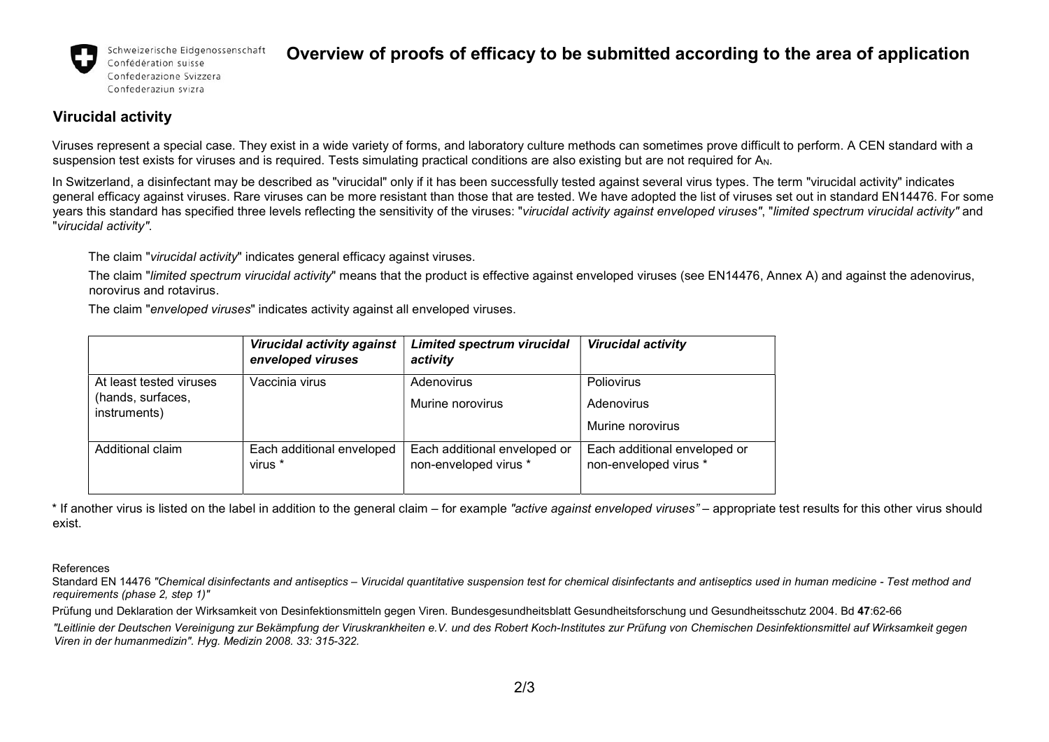Schweizerische Eidgenossenschaft
Confédération suisse
Confederazione Svizzera
Confederaziun svizra

# Overview of proofs of efficacy to be submitted according to the area of application

## Virucidal activity

Viruses represent a special case. They exist in a wide variety of forms, and laboratory culture methods can sometimes prove difficult to perform. A CEN standard with a suspension test exists for viruses and is required. Tests simulating practical conditions are also existing but are not required for $A_N$.

In Switzerland, a disinfectant may be described as "virucidal" only if it has been successfully tested against several virus types. The term "virucidal activity" indicates general efficacy against viruses. Rare viruses can be more resistant than those that are tested. We have adopted the list of viruses set out in standard EN14476. For some years this standard has specified three levels reflecting the sensitivity of the viruses: "*virucidal activity against enveloped viruses*", "*limited spectrum virucidal activity*" and "*virucidal activity*".

The claim "*virucidal activity*" indicates general efficacy against viruses.

The claim "*limited spectrum virucidal activity*" means that the product is effective against enveloped viruses (see EN14476, Annex A) and against the adenovirus, norovirus and rotavirus.

The claim "*enveloped viruses*" indicates activity against all enveloped viruses.

| | ***Virucidal activity against enveloped viruses*** | ***Limited spectrum virucidal activity*** | ***Virucidal activity*** |
|---|---|---|---|
| At least tested viruses (hands, surfaces, instruments) | Vaccinia virus | Adenovirus<br>Murine norovirus | Poliovirus<br>Adenovirus<br>Murine norovirus |
| Additional claim | Each additional enveloped virus * | Each additional enveloped or non-enveloped virus * | Each additional enveloped or non-enveloped virus * |

* If another virus is listed on the label in addition to the general claim – for example *"active against enveloped viruses"* – appropriate test results for this other virus should exist.

References

Standard EN 14476 *"Chemical disinfectants and antiseptics – Virucidal quantitative suspension test for chemical disinfectants and antiseptics used in human medicine - Test method and requirements (phase 2, step 1)"*

Prüfung und Deklaration der Wirksamkeit von Desinfektionsmitteln gegen Viren. Bundesgesundheitsblatt Gesundheitsforschung und Gesundheitsschutz 2004. Bd **47**:62-66

*"Leitlinie der Deutschen Vereinigung zur Bekämpfung der Viruskrankheiten e.V. und des Robert Koch-Institutes zur Prüfung von Chemischen Desinfektionsmittel auf Wirksamkeit gegen Viren in der humanmedizin". Hyg. Medizin 2008. 33: 315-322.*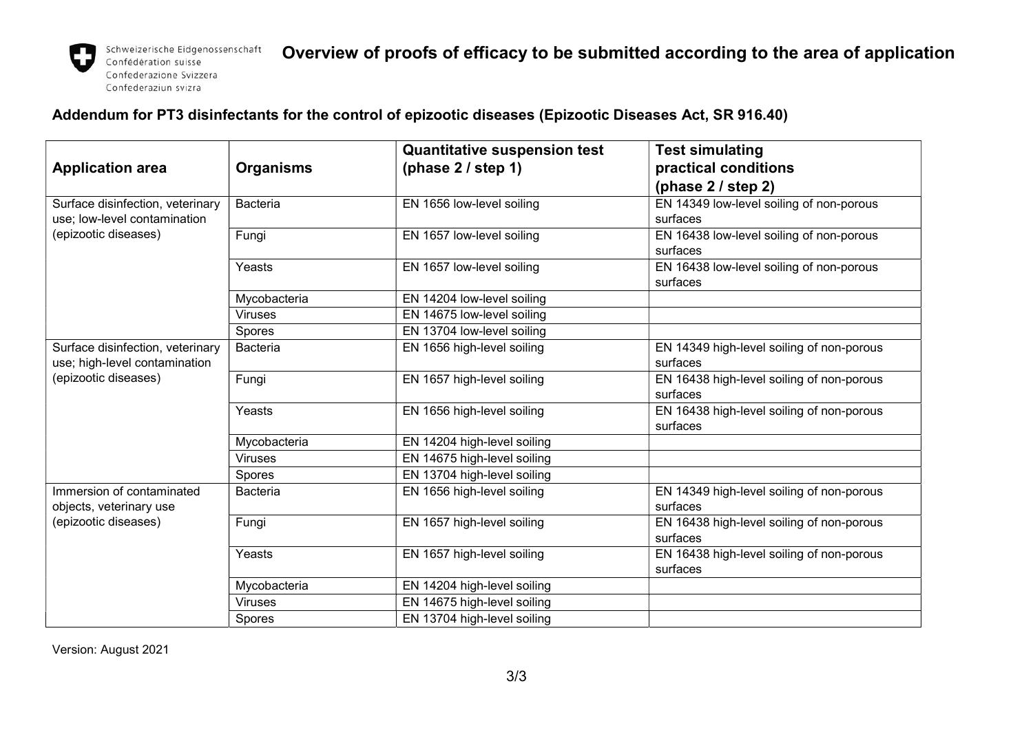Schweizerische Eidgenossenschaft
Confédération suisse
Confederazione Svizzera
Confederaziun svizra

# Overview of proofs of efficacy to be submitted according to the area of application

## Addendum for PT3 disinfectants for the control of epizootic diseases (Epizootic Diseases Act, SR 916.40)

| Application area | Organisms | Quantitative suspension test (phase 2 / step 1) | Test simulating practical conditions (phase 2 / step 2) |
|---|---|---|---|
| Surface disinfection, veterinary use; low-level contamination (epizootic diseases) | Bacteria | EN 1656 low-level soiling | EN 14349 low-level soiling of non-porous surfaces |
| | Fungi | EN 1657 low-level soiling | EN 16438 low-level soiling of non-porous surfaces |
| | Yeasts | EN 1657 low-level soiling | EN 16438 low-level soiling of non-porous surfaces |
| | Mycobacteria | EN 14204 low-level soiling | |
| | Viruses | EN 14675 low-level soiling | |
| | Spores | EN 13704 low-level soiling | |
| Surface disinfection, veterinary use; high-level contamination (epizootic diseases) | Bacteria | EN 1656 high-level soiling | EN 14349 high-level soiling of non-porous surfaces |
| | Fungi | EN 1657 high-level soiling | EN 16438 high-level soiling of non-porous surfaces |
| | Yeasts | EN 1656 high-level soiling | EN 16438 high-level soiling of non-porous surfaces |
| | Mycobacteria | EN 14204 high-level soiling | |
| | Viruses | EN 14675 high-level soiling | |
| | Spores | EN 13704 high-level soiling | |
| Immersion of contaminated objects, veterinary use (epizootic diseases) | Bacteria | EN 1656 high-level soiling | EN 14349 high-level soiling of non-porous surfaces |
| | Fungi | EN 1657 high-level soiling | EN 16438 high-level soiling of non-porous surfaces |
| | Yeasts | EN 1657 high-level soiling | EN 16438 high-level soiling of non-porous surfaces |
| | Mycobacteria | EN 14204 high-level soiling | |
| | Viruses | EN 14675 high-level soiling | |
| | Spores | EN 13704 high-level soiling | |

Version: August 2021